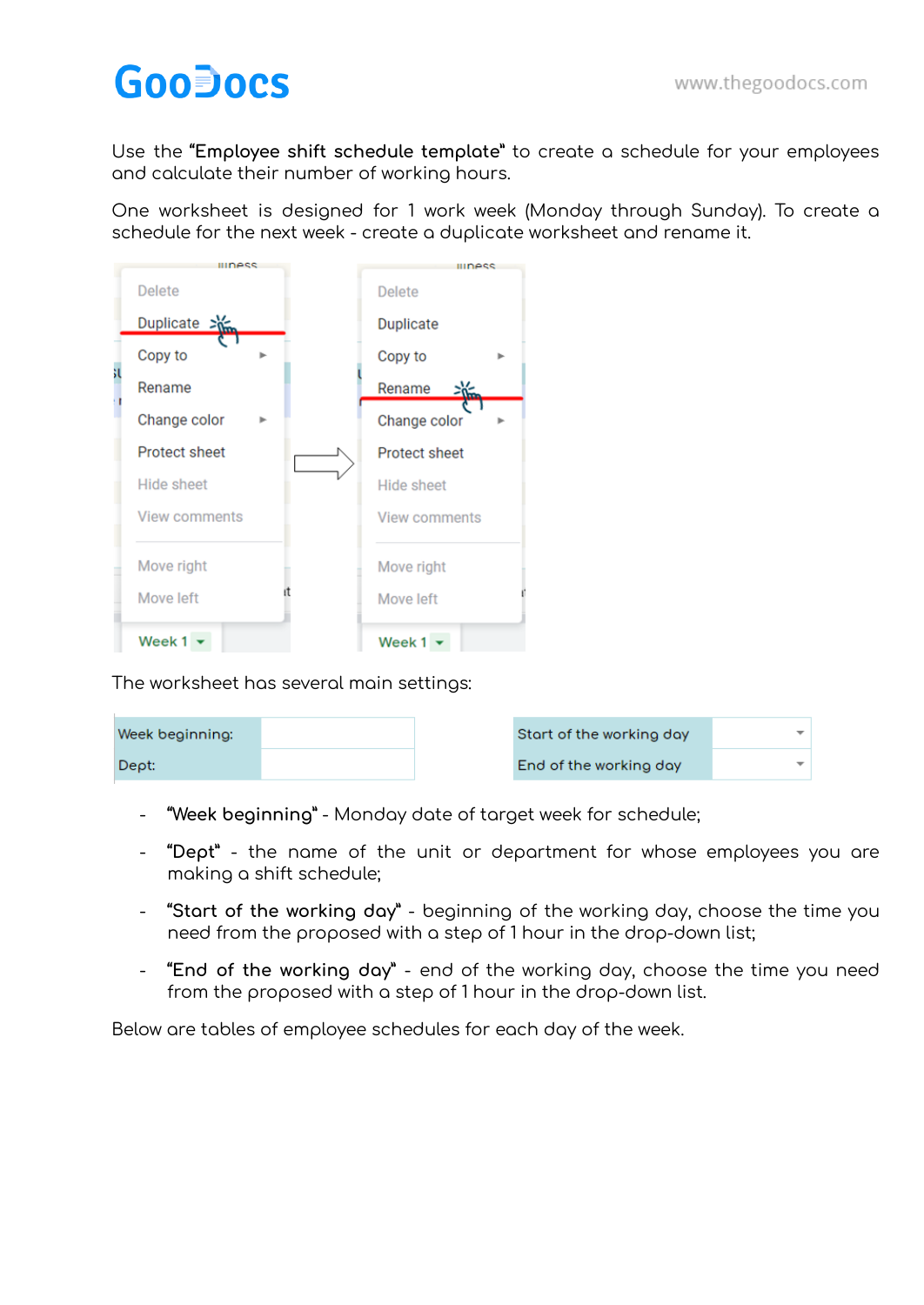Use the **"Employee shift schedule template"** to create a schedule for your employees and calculate their number of working hours.

One worksheet is designed for 1 work week (Monday through Sunday). To create a schedule for the next week - create a duplicate worksheet and rename it.

The worksheet has several main settings:

| Week beginning: | |
|---|---|
| Dept: | |

| Start of the working day | |
|---|---|
| End of the working day | |

- "Week beginning" - Monday date of target week for schedule;
- "Dept" - the name of the unit or department for whose employees you are making a shift schedule;
- "Start of the working day" - beginning of the working day, choose the time you need from the proposed with a step of 1 hour in the drop-down list;
- "End of the working day" - end of the working day, choose the time you need from the proposed with a step of 1 hour in the drop-down list.

Below are tables of employee schedules for each day of the week.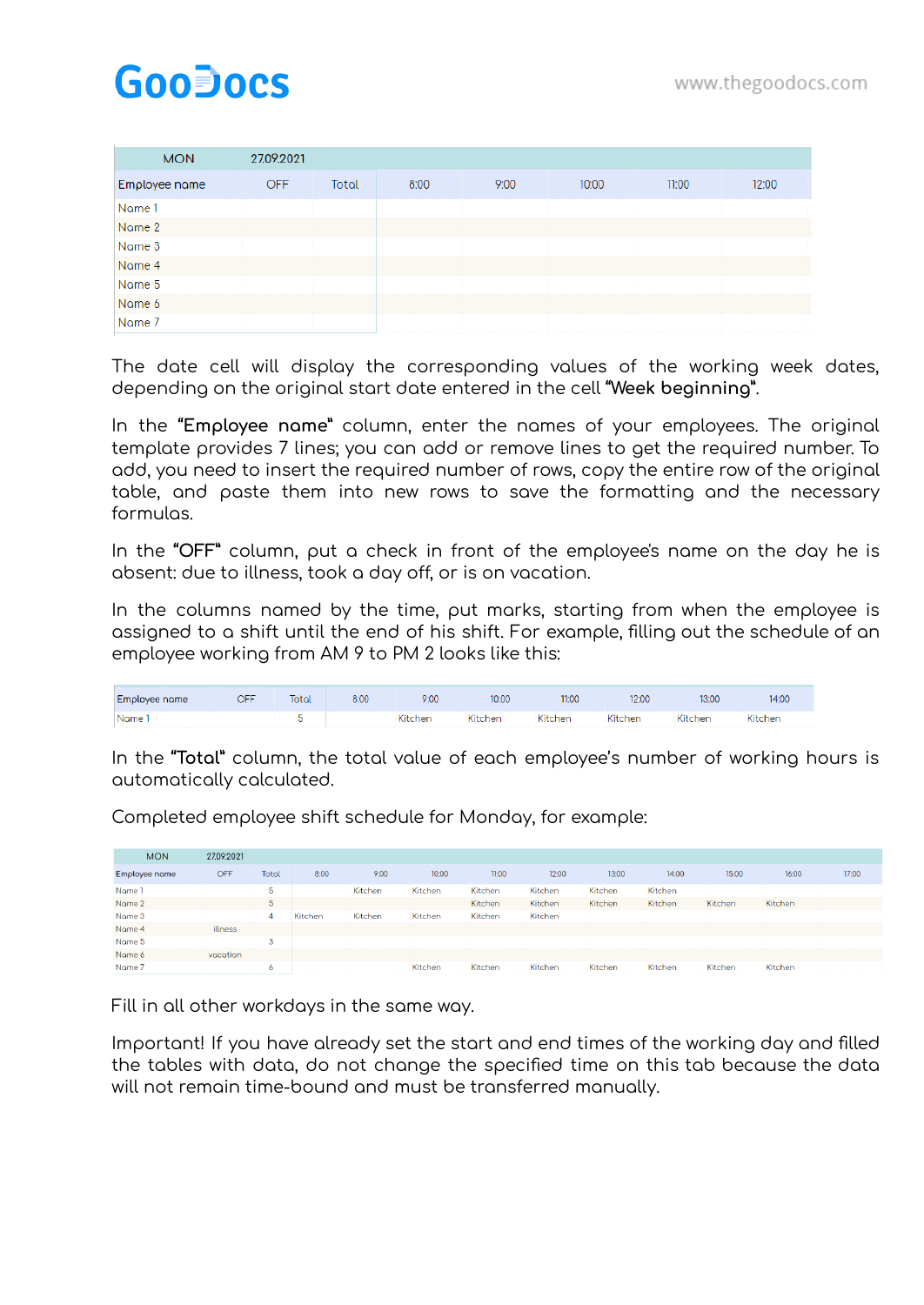| MON | 27.09.2021 | | | | | | |
|---|---|---|---|---|---|---|---|
| Employee name | OFF | Total | 8:00 | 9:00 | 10:00 | 11:00 | 12:00 |
| Name 1 | | | | | | | |
| Name 2 | | | | | | | |
| Name 3 | | | | | | | |
| Name 4 | | | | | | | |
| Name 5 | | | | | | | |
| Name 6 | | | | | | | |
| Name 7 | | | | | | | |

The date cell will display the corresponding values of the working week dates, depending on the original start date entered in the cell **"Week beginning"**.

In the **"Employee name"** column, enter the names of your employees. The original template provides 7 lines; you can add or remove lines to get the required number. To add, you need to insert the required number of rows, copy the entire row of the original table, and paste them into new rows to save the formatting and the necessary formulas.

In the **"OFF"** column, put a check in front of the employee's name on the day he is absent: due to illness, took a day off, or is on vacation.

In the columns named by the time, put marks, starting from when the employee is assigned to a shift until the end of his shift. For example, filling out the schedule of an employee working from AM 9 to PM 2 looks like this:

| Employee name | OFF | Total | 8:00 | 9:00 | 10:00 | 11:00 | 12:00 | 13:00 | 14:00 |
|---|---|---|---|---|---|---|---|---|---|
| Name 1 | | 5 | | Kitchen | Kitchen | Kitchen | Kitchen | Kitchen | Kitchen |

In the **"Total"** column, the total value of each employee's number of working hours is automatically calculated.

Completed employee shift schedule for Monday, for example:

| MON | 27.09.2021 | | | | | | | | | | | |
|---|---|---|---|---|---|---|---|---|---|---|---|---|
| Employee name | OFF | Total | 8:00 | 9:00 | 10:00 | 11:00 | 12:00 | 13:00 | 14:00 | 15:00 | 16:00 | 17:00 |
| Name 1 | | 5 | | Kitchen | Kitchen | Kitchen | Kitchen | Kitchen | Kitchen | | | |
| Name 2 | | 5 | | | | Kitchen | Kitchen | Kitchen | Kitchen | Kitchen | Kitchen | |
| Name 3 | | 4 | Kitchen | Kitchen | Kitchen | Kitchen | Kitchen | | | | | |
| Name 4 | illness | | | | | | | | | | | |
| Name 5 | | 3 | | | | | | | | | | |
| Name 6 | vacation | | | | | | | | | | | |
| Name 7 | | 6 | | | Kitchen | Kitchen | Kitchen | Kitchen | Kitchen | Kitchen | Kitchen | |

Fill in all other workdays in the same way.

Important! If you have already set the start and end times of the working day and filled the tables with data, do not change the specified time on this tab because the data will not remain time-bound and must be transferred manually.